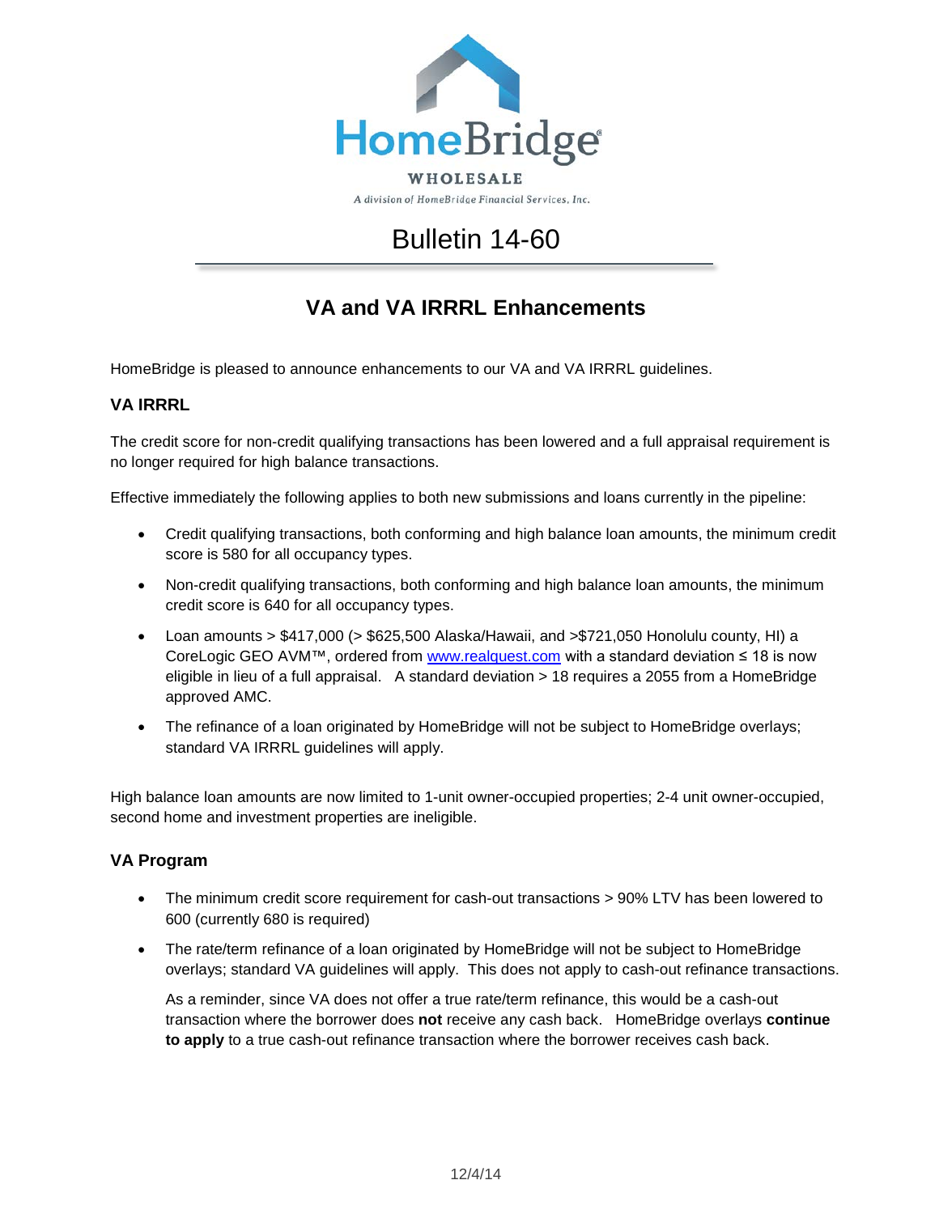HomeBridge

WHOLESALE

*A division of HomeBridge Financial Services, Inc.*

# Bulletin 14-60

## VA and VA IRRRL Enhancements

HomeBridge is pleased to announce enhancements to our VA and VA IRRRL guidelines.

### VA IRRRL

The credit score for non-credit qualifying transactions has been lowered and a full appraisal requirement is no longer required for high balance transactions.

Effective immediately the following applies to both new submissions and loans currently in the pipeline:

- Credit qualifying transactions, both conforming and high balance loan amounts, the minimum credit score is 580 for all occupancy types.
- Non-credit qualifying transactions, both conforming and high balance loan amounts, the minimum credit score is 640 for all occupancy types.
- Loan amounts > $417,000 (> $625,500 Alaska/Hawaii, and >$721,050 Honolulu county, HI) a CoreLogic GEO AVM™, ordered from [www.realquest.com](www.realquest.com) with a standard deviation ≤ 18 is now eligible in lieu of a full appraisal. A standard deviation > 18 requires a 2055 from a HomeBridge approved AMC.
- The refinance of a loan originated by HomeBridge will not be subject to HomeBridge overlays; standard VA IRRRL guidelines will apply.

High balance loan amounts are now limited to 1-unit owner-occupied properties; 2-4 unit owner-occupied, second home and investment properties are ineligible.

### VA Program

- The minimum credit score requirement for cash-out transactions > 90% LTV has been lowered to 600 (currently 680 is required)
- The rate/term refinance of a loan originated by HomeBridge will not be subject to HomeBridge overlays; standard VA guidelines will apply. This does not apply to cash-out refinance transactions.

  As a reminder, since VA does not offer a true rate/term refinance, this would be a cash-out transaction where the borrower does **not** receive any cash back. HomeBridge overlays **continue to apply** to a true cash-out refinance transaction where the borrower receives cash back.

12/4/14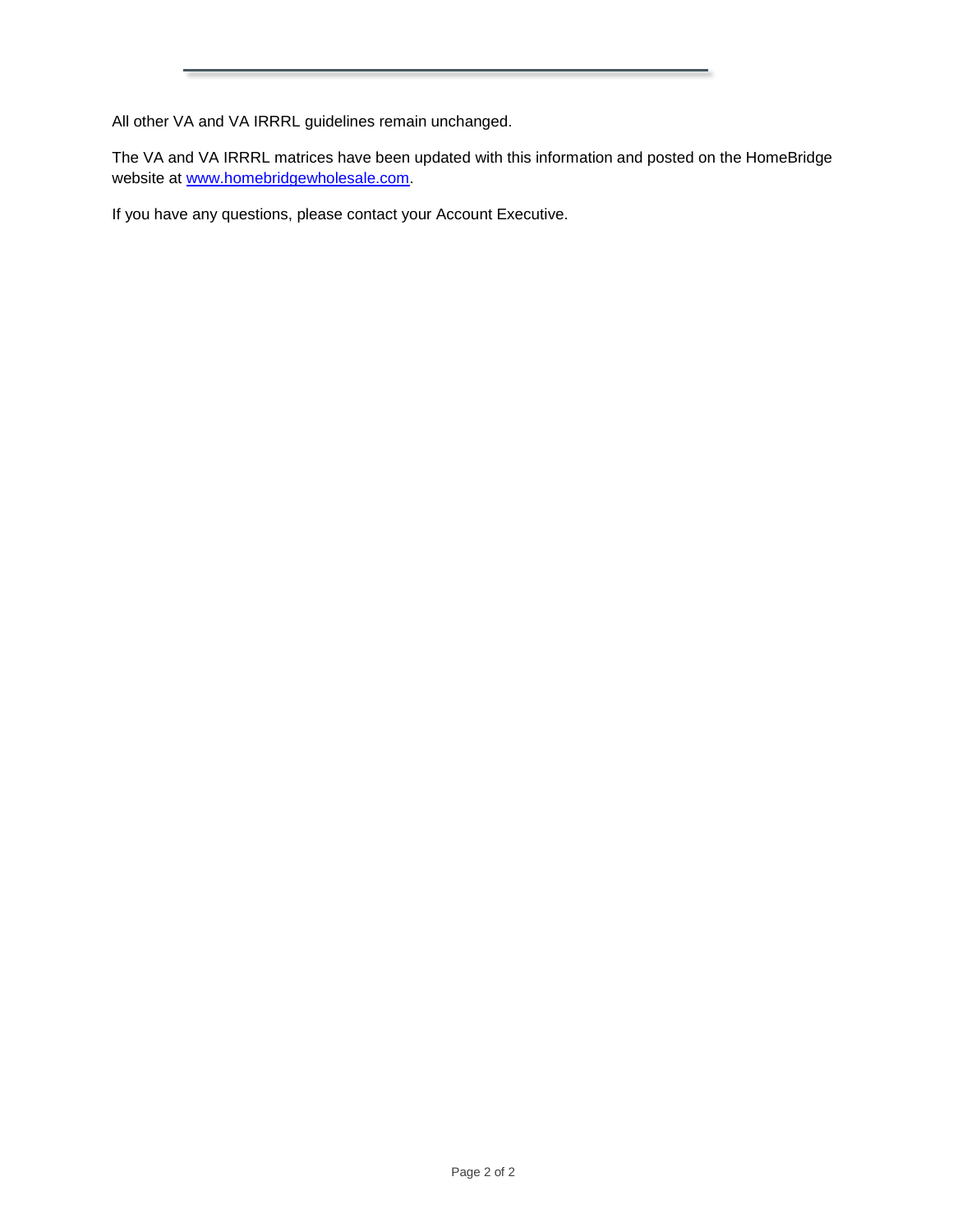All other VA and VA IRRRL guidelines remain unchanged.

The VA and VA IRRRL matrices have been updated with this information and posted on the HomeBridge website at [www.homebridgewholesale.com](http://www.homebridgewholesale.com).

If you have any questions, please contact your Account Executive.